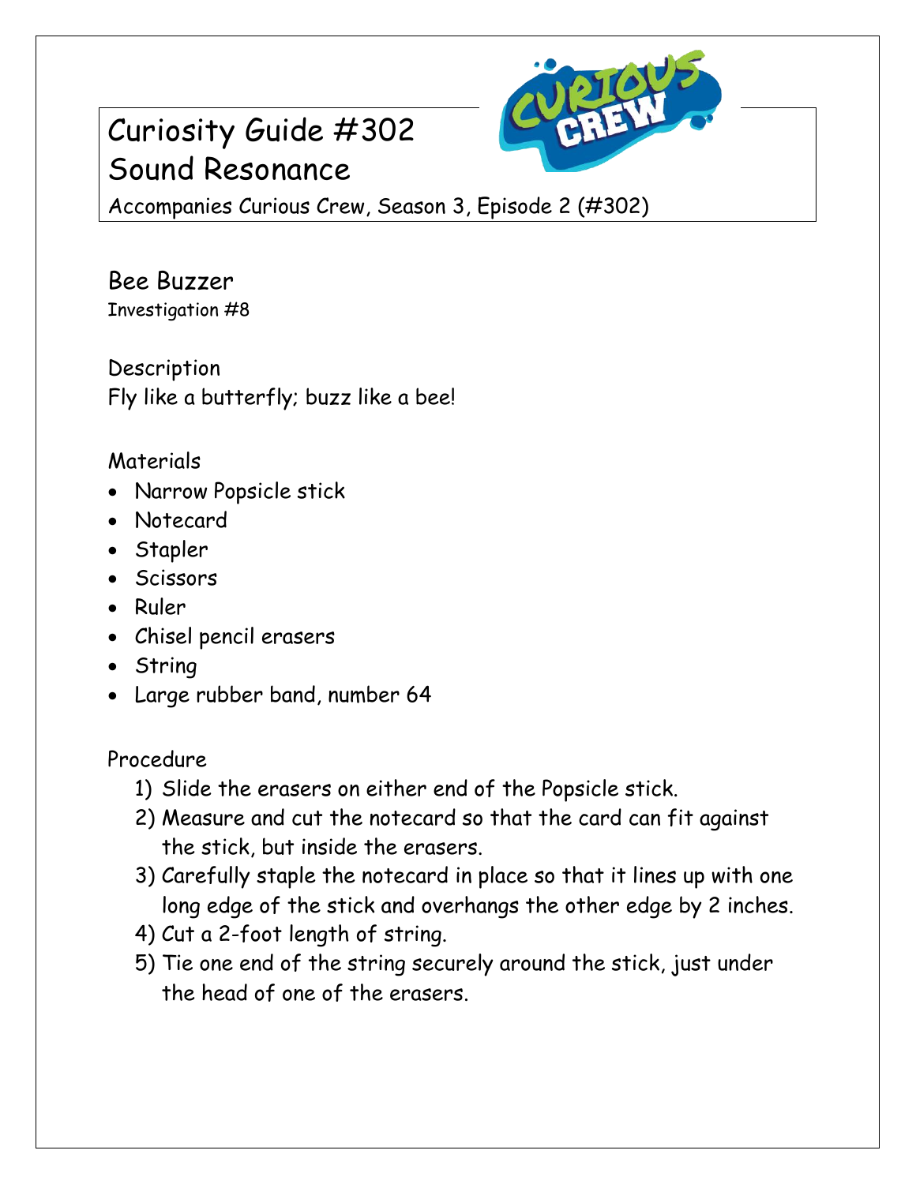# Curiosity Guide #302
# Sound Resonance

Accompanies Curious Crew, Season 3, Episode 2 (#302)

## Bee Buzzer

Investigation #8

### Description

Fly like a butterfly; buzz like a bee!

### Materials

- Narrow Popsicle stick
- Notecard
- Stapler
- Scissors
- Ruler
- Chisel pencil erasers
- String
- Large rubber band, number 64

### Procedure

1) Slide the erasers on either end of the Popsicle stick.
2) Measure and cut the notecard so that the card can fit against the stick, but inside the erasers.
3) Carefully staple the notecard in place so that it lines up with one long edge of the stick and overhangs the other edge by 2 inches.
4) Cut a 2-foot length of string.
5) Tie one end of the string securely around the stick, just under the head of one of the erasers.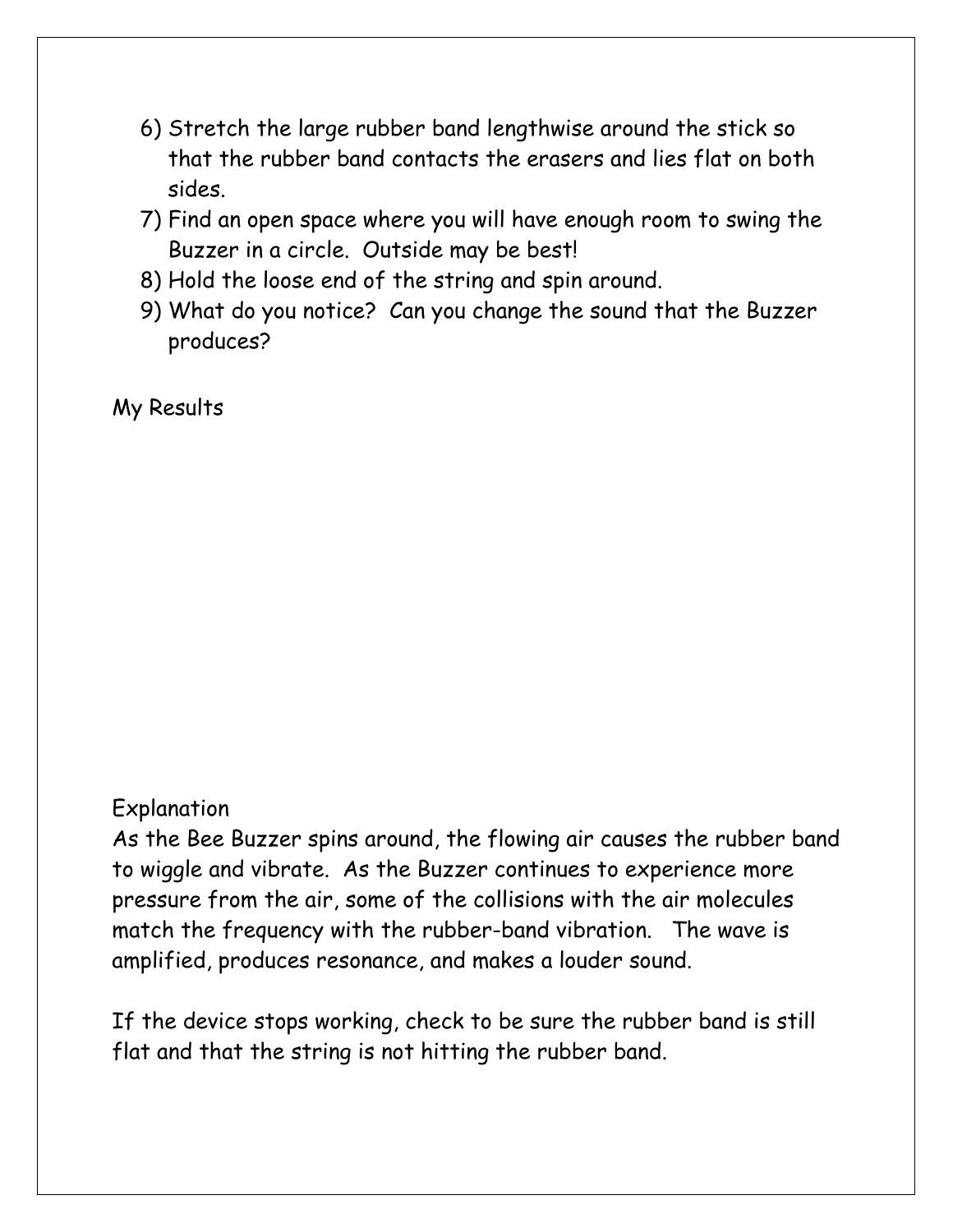6) Stretch the large rubber band lengthwise around the stick so that the rubber band contacts the erasers and lies flat on both sides.
7) Find an open space where you will have enough room to swing the Buzzer in a circle. Outside may be best!
8) Hold the loose end of the string and spin around.
9) What do you notice? Can you change the sound that the Buzzer produces?

My Results

Explanation

As the Bee Buzzer spins around, the flowing air causes the rubber band to wiggle and vibrate. As the Buzzer continues to experience more pressure from the air, some of the collisions with the air molecules match the frequency with the rubber-band vibration. The wave is amplified, produces resonance, and makes a louder sound.

If the device stops working, check to be sure the rubber band is still flat and that the string is not hitting the rubber band.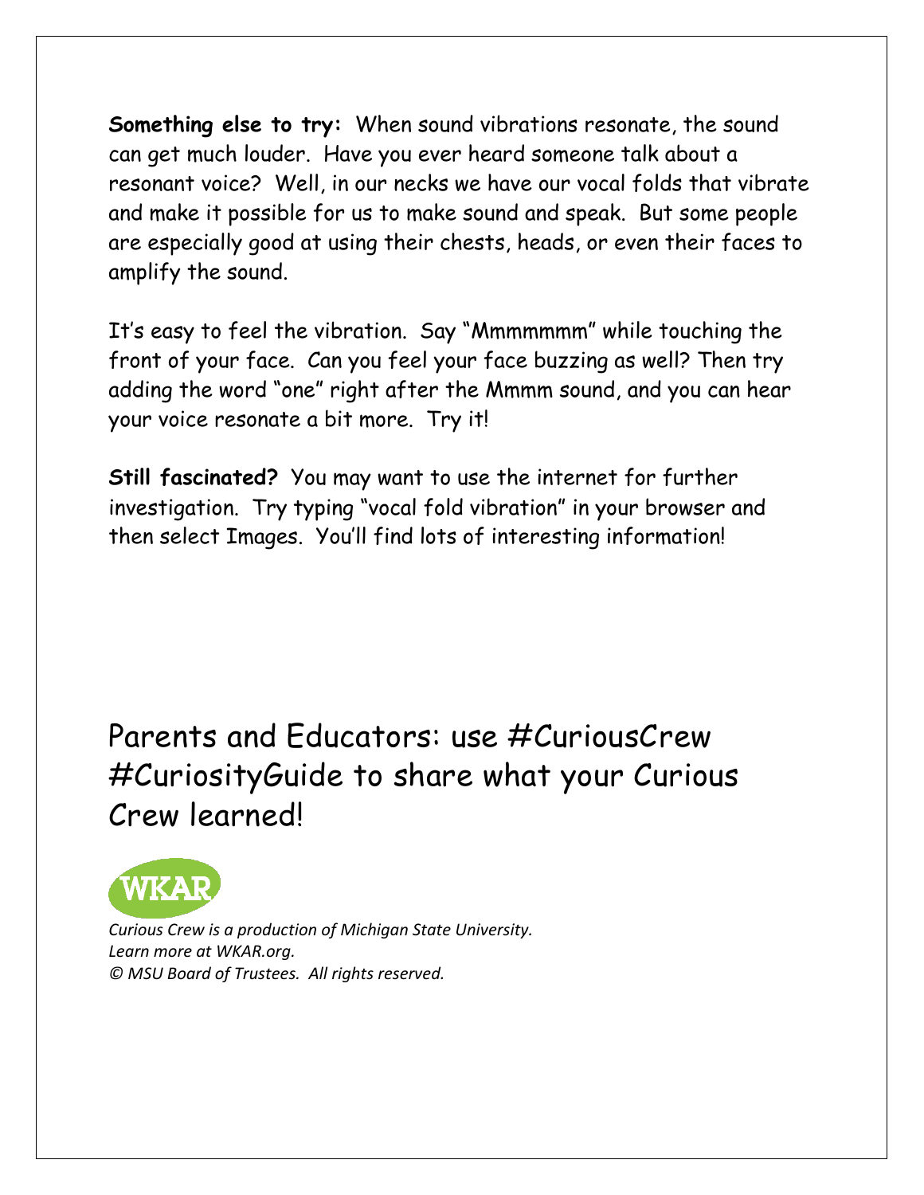**Something else to try:** When sound vibrations resonate, the sound can get much louder. Have you ever heard someone talk about a resonant voice? Well, in our necks we have our vocal folds that vibrate and make it possible for us to make sound and speak. But some people are especially good at using their chests, heads, or even their faces to amplify the sound.

It's easy to feel the vibration. Say "Mmmmmmm" while touching the front of your face. Can you feel your face buzzing as well? Then try adding the word "one" right after the Mmmm sound, and you can hear your voice resonate a bit more. Try it!

**Still fascinated?** You may want to use the internet for further investigation. Try typing "vocal fold vibration" in your browser and then select Images. You'll find lots of interesting information!

## Parents and Educators: use #CuriousCrew #CuriosityGuide to share what your Curious Crew learned!

WKAR

*Curious Crew is a production of Michigan State University.*
*Learn more at WKAR.org.*
*© MSU Board of Trustees. All rights reserved.*